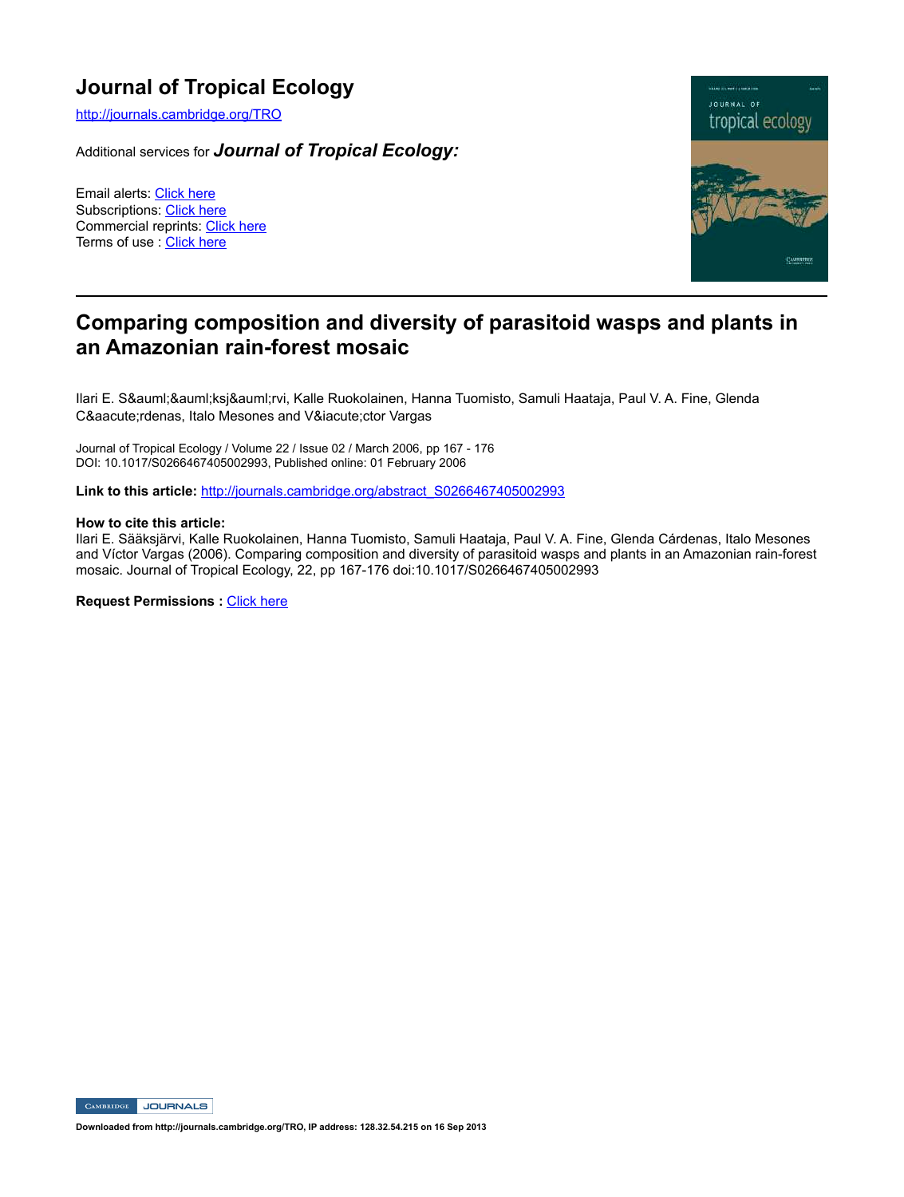# Journal of Tropical Ecology

http://journals.cambridge.org/TRO

Additional services for ***Journal of Tropical Ecology:***

Email alerts: Click here
Subscriptions: Click here
Commercial reprints: Click here
Terms of use : Click here

## Comparing composition and diversity of parasitoid wasps and plants in an Amazonian rain-forest mosaic

Ilari E. S&auml;&auml;ksj&auml;rvi, Kalle Ruokolainen, Hanna Tuomisto, Samuli Haataja, Paul V. A. Fine, Glenda C&aacute;rdenas, Italo Mesones and V&iacute;ctor Vargas

Journal of Tropical Ecology / Volume 22 / Issue 02 / March 2006, pp 167 - 176
DOI: 10.1017/S0266467405002993, Published online: 01 February 2006

**Link to this article:** http://journals.cambridge.org/abstract_S0266467405002993

**How to cite this article:**
Ilari E. Sääksjärvi, Kalle Ruokolainen, Hanna Tuomisto, Samuli Haataja, Paul V. A. Fine, Glenda Cárdenas, Italo Mesones and Víctor Vargas (2006). Comparing composition and diversity of parasitoid wasps and plants in an Amazonian rain-forest mosaic. Journal of Tropical Ecology, 22, pp 167-176 doi:10.1017/S0266467405002993

**Request Permissions :** Click here

Downloaded from http://journals.cambridge.org/TRO, IP address: 128.32.54.215 on 16 Sep 2013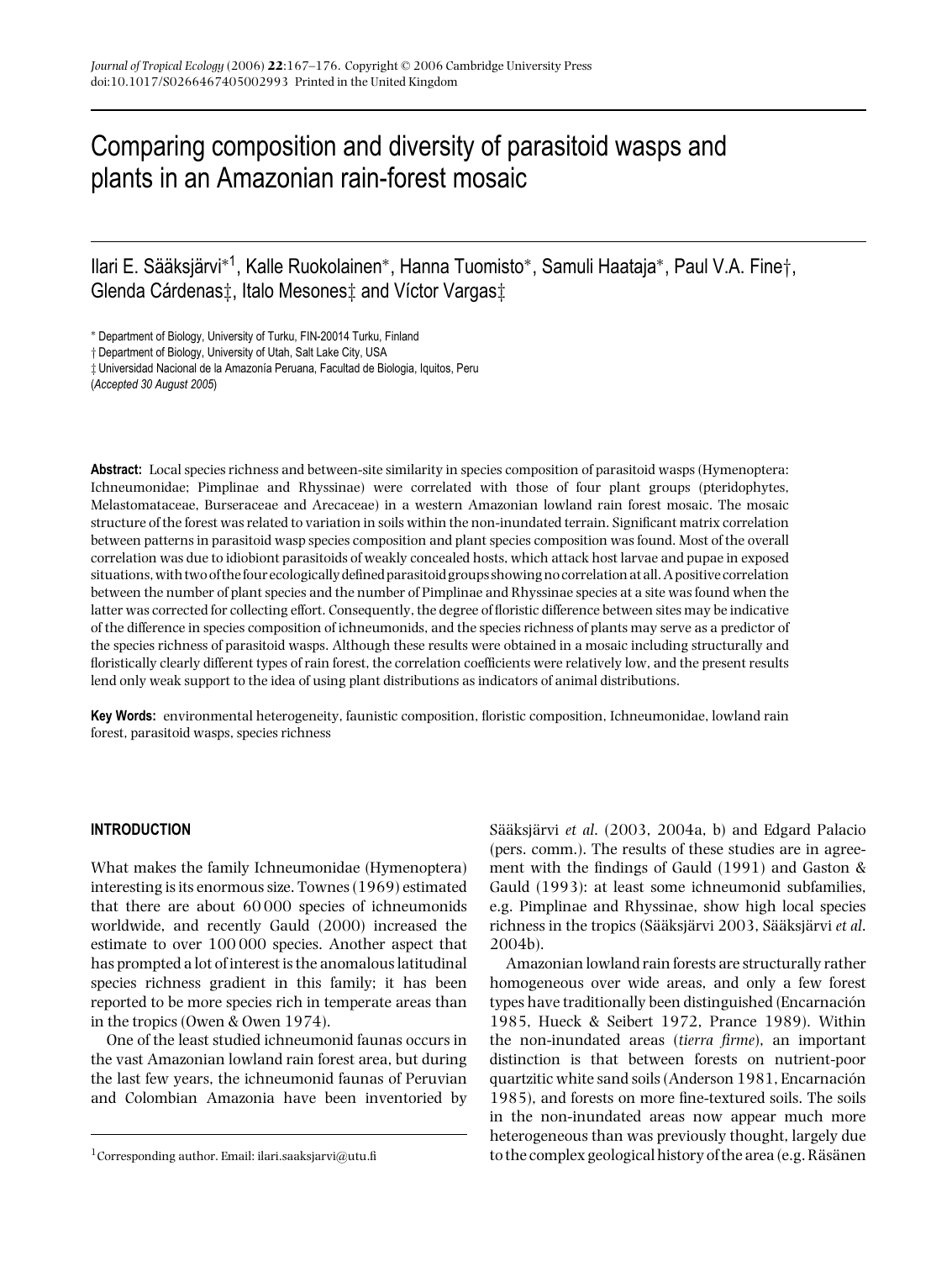# Comparing composition and diversity of parasitoid wasps and plants in an Amazonian rain-forest mosaic

Ilari E. Sääksjärvi*[1], Kalle Ruokolainen*, Hanna Tuomisto*, Samuli Haataja*, Paul V.A. Fine†, Glenda Cárdenas‡, Italo Mesones‡ and Víctor Vargas‡

\* Department of Biology, University of Turku, FIN-20014 Turku, Finland
† Department of Biology, University of Utah, Salt Lake City, USA
‡ Universidad Nacional de la Amazonía Peruana, Facultad de Biologia, Iquitos, Peru
(*Accepted 30 August 2005*)

**Abstract:** Local species richness and between-site similarity in species composition of parasitoid wasps (Hymenoptera: Ichneumonidae; Pimplinae and Rhyssinae) were correlated with those of four plant groups (pteridophytes, Melastomataceae, Burseraceae and Arecaceae) in a western Amazonian lowland rain forest mosaic. The mosaic structure of the forest was related to variation in soils within the non-inundated terrain. Significant matrix correlation between patterns in parasitoid wasp species composition and plant species composition was found. Most of the overall correlation was due to idiobiont parasitoids of weakly concealed hosts, which attack host larvae and pupae in exposed situations, with two of the four ecologically defined parasitoid groups showing no correlation at all. A positive correlation between the number of plant species and the number of Pimplinae and Rhyssinae species at a site was found when the latter was corrected for collecting effort. Consequently, the degree of floristic difference between sites may be indicative of the difference in species composition of ichneumonids, and the species richness of plants may serve as a predictor of the species richness of parasitoid wasps. Although these results were obtained in a mosaic including structurally and floristically clearly different types of rain forest, the correlation coefficients were relatively low, and the present results lend only weak support to the idea of using plant distributions as indicators of animal distributions.

**Key Words:** environmental heterogeneity, faunistic composition, floristic composition, Ichneumonidae, lowland rain forest, parasitoid wasps, species richness

## INTRODUCTION

What makes the family Ichneumonidae (Hymenoptera) interesting is its enormous size. Townes (1969) estimated that there are about 60 000 species of ichneumonids worldwide, and recently Gauld (2000) increased the estimate to over 100 000 species. Another aspect that has prompted a lot of interest is the anomalous latitudinal species richness gradient in this family; it has been reported to be more species rich in temperate areas than in the tropics (Owen & Owen 1974).

One of the least studied ichneumonid faunas occurs in the vast Amazonian lowland rain forest area, but during the last few years, the ichneumonid faunas of Peruvian and Colombian Amazonia have been inventoried by Sääksjärvi *et al*. (2003, 2004a, b) and Edgard Palacio (pers. comm.). The results of these studies are in agreement with the findings of Gauld (1991) and Gaston & Gauld (1993): at least some ichneumonid subfamilies, e.g. Pimplinae and Rhyssinae, show high local species richness in the tropics (Sääksjärvi 2003, Sääksjärvi *et al*. 2004b).

Amazonian lowland rain forests are structurally rather homogeneous over wide areas, and only a few forest types have traditionally been distinguished (Encarnación 1985, Hueck & Seibert 1972, Prance 1989). Within the non-inundated areas (*tierra firme*), an important distinction is that between forests on nutrient-poor quartzitic white sand soils (Anderson 1981, Encarnación 1985), and forests on more fine-textured soils. The soils in the non-inundated areas now appear much more heterogeneous than was previously thought, largely due to the complex geological history of the area (e.g. Räsänen

[1]Corresponding author. Email: ilari.saaksjarvi@utu.fi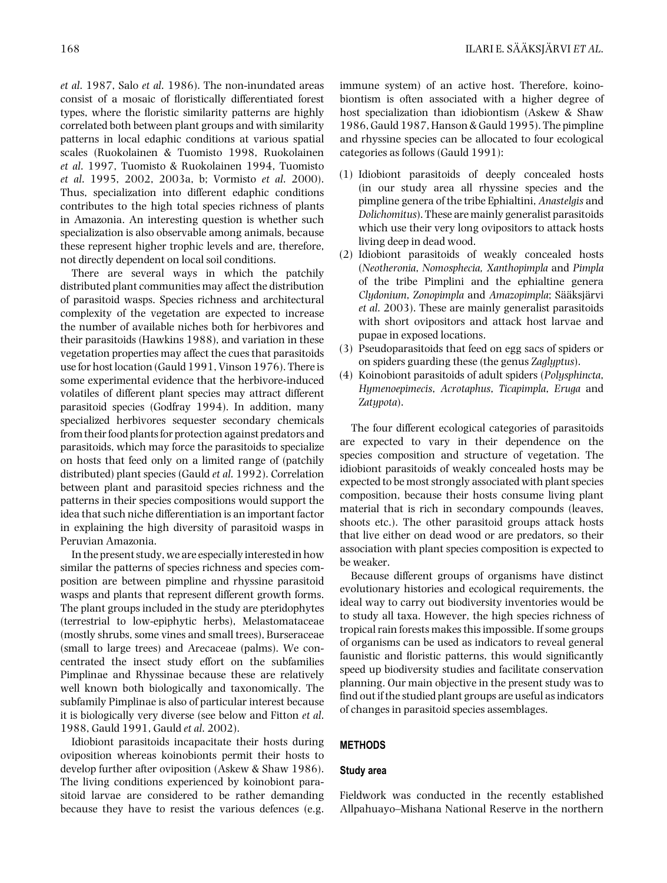*et al.* 1987, Salo *et al.* 1986). The non-inundated areas consist of a mosaic of floristically differentiated forest types, where the floristic similarity patterns are highly correlated both between plant groups and with similarity patterns in local edaphic conditions at various spatial scales (Ruokolainen & Tuomisto 1998, Ruokolainen *et al.* 1997, Tuomisto & Ruokolainen 1994, Tuomisto *et al.* 1995, 2002, 2003a, b; Vormisto *et al.* 2000). Thus, specialization into different edaphic conditions contributes to the high total species richness of plants in Amazonia. An interesting question is whether such specialization is also observable among animals, because these represent higher trophic levels and are, therefore, not directly dependent on local soil conditions.

There are several ways in which the patchily distributed plant communities may affect the distribution of parasitoid wasps. Species richness and architectural complexity of the vegetation are expected to increase the number of available niches both for herbivores and their parasitoids (Hawkins 1988), and variation in these vegetation properties may affect the cues that parasitoids use for host location (Gauld 1991, Vinson 1976). There is some experimental evidence that the herbivore-induced volatiles of different plant species may attract different parasitoid species (Godfray 1994). In addition, many specialized herbivores sequester secondary chemicals from their food plants for protection against predators and parasitoids, which may force the parasitoids to specialize on hosts that feed only on a limited range of (patchily distributed) plant species (Gauld *et al.* 1992). Correlation between plant and parasitoid species richness and the patterns in their species compositions would support the idea that such niche differentiation is an important factor in explaining the high diversity of parasitoid wasps in Peruvian Amazonia.

In the present study, we are especially interested in how similar the patterns of species richness and species composition are between pimpline and rhyssine parasitoid wasps and plants that represent different growth forms. The plant groups included in the study are pteridophytes (terrestrial to low-epiphytic herbs), Melastomataceae (mostly shrubs, some vines and small trees), Burseraceae (small to large trees) and Arecaceae (palms). We concentrated the insect study effort on the subfamilies Pimplinae and Rhyssinae because these are relatively well known both biologically and taxonomically. The subfamily Pimplinae is also of particular interest because it is biologically very diverse (see below and Fitton *et al.* 1988, Gauld 1991, Gauld *et al.* 2002).

Idiobiont parasitoids incapacitate their hosts during oviposition whereas koinobionts permit their hosts to develop further after oviposition (Askew & Shaw 1986). The living conditions experienced by koinobiont parasitoid larvae are considered to be rather demanding because they have to resist the various defences (e.g. immune system) of an active host. Therefore, koinobiontism is often associated with a higher degree of host specialization than idiobiontism (Askew & Shaw 1986, Gauld 1987, Hanson & Gauld 1995). The pimpline and rhyssine species can be allocated to four ecological categories as follows (Gauld 1991):

(1) Idiobiont parasitoids of deeply concealed hosts (in our study area all rhyssine species and the pimpline genera of the tribe Ephialtini, *Anastelgis* and *Dolichomitus*). These are mainly generalist parasitoids which use their very long ovipositors to attack hosts living deep in dead wood.
(2) Idiobiont parasitoids of weakly concealed hosts (*Neotheronia*, *Nomosphecia*, *Xanthopimpla* and *Pimpla* of the tribe Pimplini and the ephialtine genera *Clydonium*, *Zonopimpla* and *Amazopimpla*; Sääksjärvi *et al.* 2003). These are mainly generalist parasitoids with short ovipositors and attack host larvae and pupae in exposed locations.
(3) Pseudoparasitoids that feed on egg sacs of spiders or on spiders guarding these (the genus *Zaglyptus*).
(4) Koinobiont parasitoids of adult spiders (*Polysphincta*, *Hymenoepimecis*, *Acrotaphus*, *Ticapimpla*, *Eruga* and *Zatypota*).

The four different ecological categories of parasitoids are expected to vary in their dependence on the species composition and structure of vegetation. The idiobiont parasitoids of weakly concealed hosts may be expected to be most strongly associated with plant species composition, because their hosts consume living plant material that is rich in secondary compounds (leaves, shoots etc.). The other parasitoid groups attack hosts that live either on dead wood or are predators, so their association with plant species composition is expected to be weaker.

Because different groups of organisms have distinct evolutionary histories and ecological requirements, the ideal way to carry out biodiversity inventories would be to study all taxa. However, the high species richness of tropical rain forests makes this impossible. If some groups of organisms can be used as indicators to reveal general faunistic and floristic patterns, this would significantly speed up biodiversity studies and facilitate conservation planning. Our main objective in the present study was to find out if the studied plant groups are useful as indicators of changes in parasitoid species assemblages.

## METHODS

### Study area

Fieldwork was conducted in the recently established Allpahuayo–Mishana National Reserve in the northern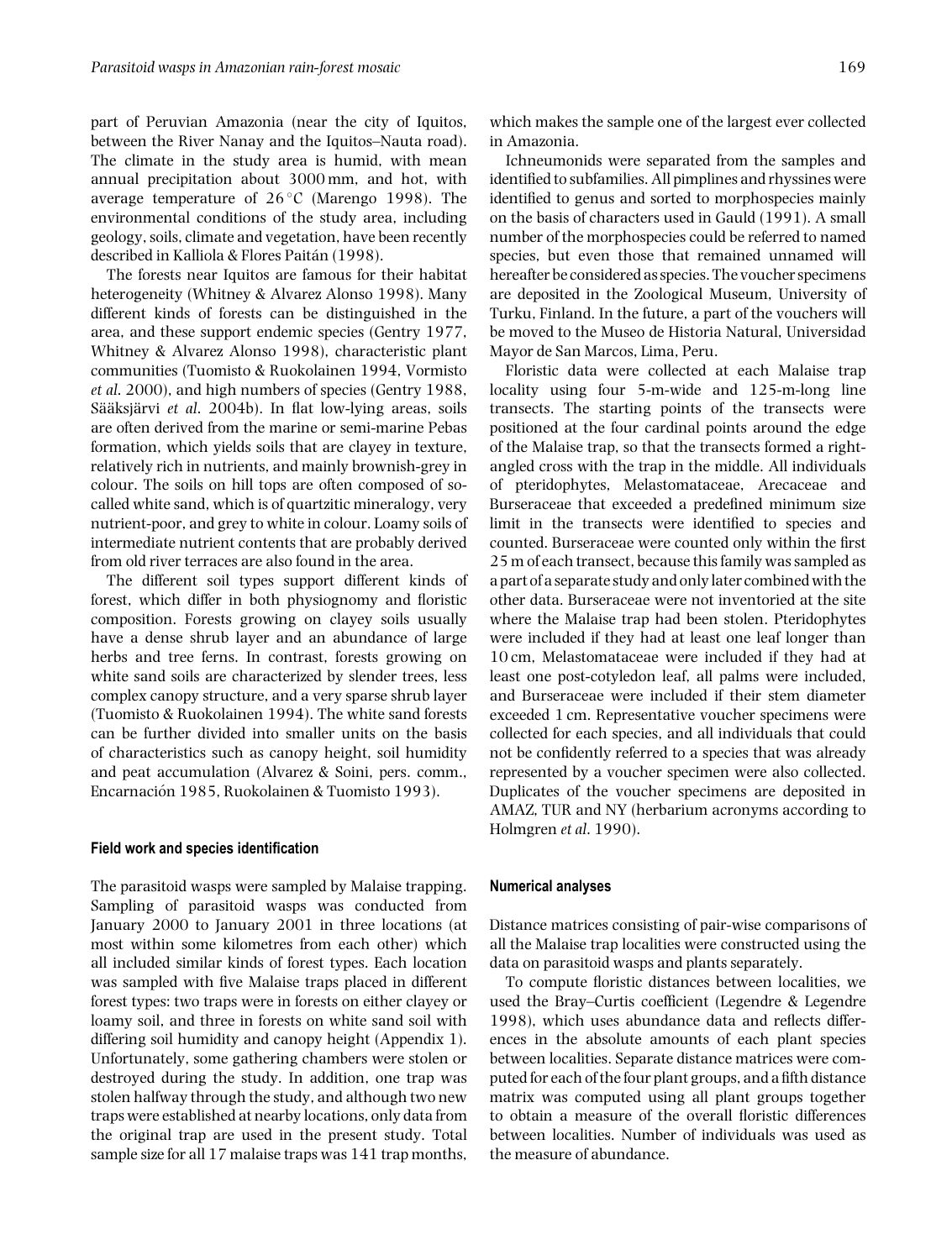part of Peruvian Amazonia (near the city of Iquitos, between the River Nanay and the Iquitos–Nauta road). The climate in the study area is humid, with mean annual precipitation about 3000 mm, and hot, with average temperature of 26 °C (Marengo 1998). The environmental conditions of the study area, including geology, soils, climate and vegetation, have been recently described in Kalliola & Flores Paitán (1998).

The forests near Iquitos are famous for their habitat heterogeneity (Whitney & Alvarez Alonso 1998). Many different kinds of forests can be distinguished in the area, and these support endemic species (Gentry 1977, Whitney & Alvarez Alonso 1998), characteristic plant communities (Tuomisto & Ruokolainen 1994, Vormisto *et al.* 2000), and high numbers of species (Gentry 1988, Sääksjärvi *et al.* 2004b). In flat low-lying areas, soils are often derived from the marine or semi-marine Pebas formation, which yields soils that are clayey in texture, relatively rich in nutrients, and mainly brownish-grey in colour. The soils on hill tops are often composed of so-called white sand, which is of quartzitic mineralogy, very nutrient-poor, and grey to white in colour. Loamy soils of intermediate nutrient contents that are probably derived from old river terraces are also found in the area.

The different soil types support different kinds of forest, which differ in both physiognomy and floristic composition. Forests growing on clayey soils usually have a dense shrub layer and an abundance of large herbs and tree ferns. In contrast, forests growing on white sand soils are characterized by slender trees, less complex canopy structure, and a very sparse shrub layer (Tuomisto & Ruokolainen 1994). The white sand forests can be further divided into smaller units on the basis of characteristics such as canopy height, soil humidity and peat accumulation (Alvarez & Soini, pers. comm., Encarnación 1985, Ruokolainen & Tuomisto 1993).

### Field work and species identification

The parasitoid wasps were sampled by Malaise trapping. Sampling of parasitoid wasps was conducted from January 2000 to January 2001 in three locations (at most within some kilometres from each other) which all included similar kinds of forest types. Each location was sampled with five Malaise traps placed in different forest types: two traps were in forests on either clayey or loamy soil, and three in forests on white sand soil with differing soil humidity and canopy height (Appendix 1). Unfortunately, some gathering chambers were stolen or destroyed during the study. In addition, one trap was stolen halfway through the study, and although two new traps were established at nearby locations, only data from the original trap are used in the present study. Total sample size for all 17 malaise traps was 141 trap months, which makes the sample one of the largest ever collected in Amazonia.

Ichneumonids were separated from the samples and identified to subfamilies. All pimplines and rhyssines were identified to genus and sorted to morphospecies mainly on the basis of characters used in Gauld (1991). A small number of the morphospecies could be referred to named species, but even those that remained unnamed will hereafter be considered as species. The voucher specimens are deposited in the Zoological Museum, University of Turku, Finland. In the future, a part of the vouchers will be moved to the Museo de Historia Natural, Universidad Mayor de San Marcos, Lima, Peru.

Floristic data were collected at each Malaise trap locality using four 5-m-wide and 125-m-long line transects. The starting points of the transects were positioned at the four cardinal points around the edge of the Malaise trap, so that the transects formed a right-angled cross with the trap in the middle. All individuals of pteridophytes, Melastomataceae, Arecaceae and Burseraceae that exceeded a predefined minimum size limit in the transects were identified to species and counted. Burseraceae were counted only within the first 25 m of each transect, because this family was sampled as a part of a separate study and only later combined with the other data. Burseraceae were not inventoried at the site where the Malaise trap had been stolen. Pteridophytes were included if they had at least one leaf longer than 10 cm, Melastomataceae were included if they had at least one post-cotyledon leaf, all palms were included, and Burseraceae were included if their stem diameter exceeded 1 cm. Representative voucher specimens were collected for each species, and all individuals that could not be confidently referred to a species that was already represented by a voucher specimen were also collected. Duplicates of the voucher specimens are deposited in AMAZ, TUR and NY (herbarium acronyms according to Holmgren *et al.* 1990).

### Numerical analyses

Distance matrices consisting of pair-wise comparisons of all the Malaise trap localities were constructed using the data on parasitoid wasps and plants separately.

To compute floristic distances between localities, we used the Bray–Curtis coefficient (Legendre & Legendre 1998), which uses abundance data and reflects differences in the absolute amounts of each plant species between localities. Separate distance matrices were computed for each of the four plant groups, and a fifth distance matrix was computed using all plant groups together to obtain a measure of the overall floristic differences between localities. Number of individuals was used as the measure of abundance.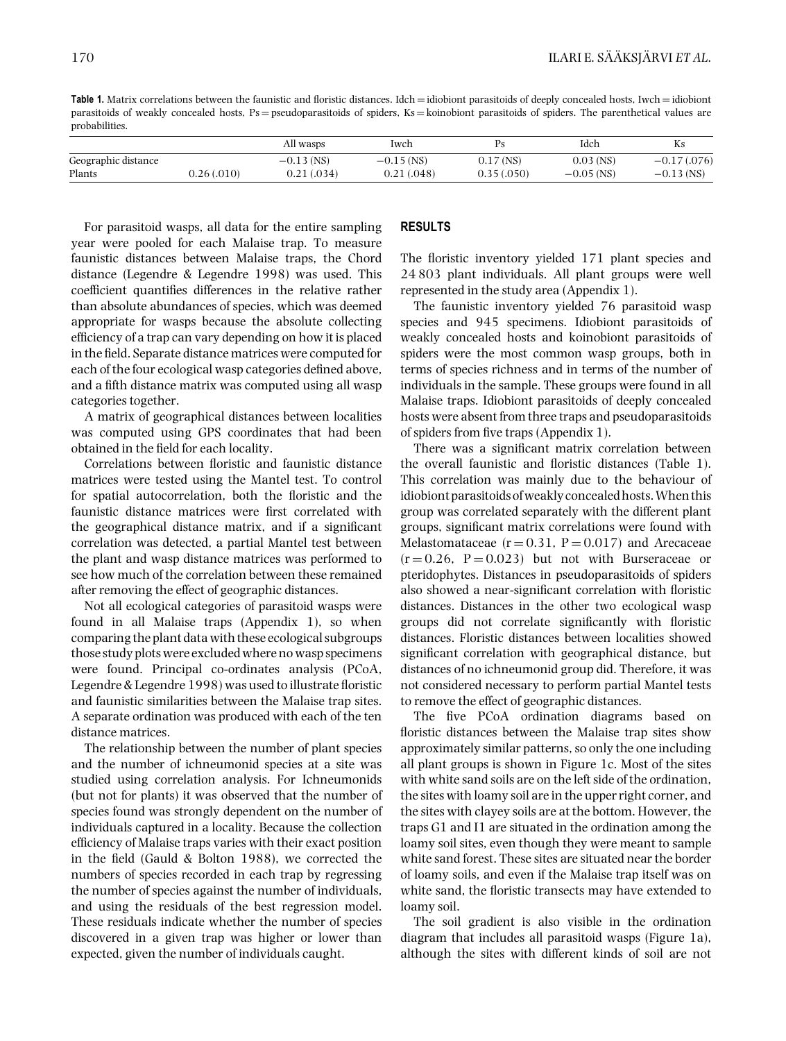**Table 1.** Matrix correlations between the faunistic and floristic distances. Idch = idiobiont parasitoids of deeply concealed hosts, Iwch = idiobiont parasitoids of weakly concealed hosts, Ps = pseudoparasitoids of spiders, Ks = koinobiont parasitoids of spiders. The parenthetical values are probabilities.

| | | All wasps | Iwch | Ps | Idch | Ks |
|---|---|---|---|---|---|---|
| Geographic distance | | −0.13 (NS) | −0.15 (NS) | 0.17 (NS) | 0.03 (NS) | −0.17 (.076) |
| Plants | 0.26 (.010) | 0.21 (.034) | 0.21 (.048) | 0.35 (.050) | −0.05 (NS) | −0.13 (NS) |

For parasitoid wasps, all data for the entire sampling year were pooled for each Malaise trap. To measure faunistic distances between Malaise traps, the Chord distance (Legendre & Legendre 1998) was used. This coefficient quantifies differences in the relative rather than absolute abundances of species, which was deemed appropriate for wasps because the absolute collecting efficiency of a trap can vary depending on how it is placed in the field. Separate distance matrices were computed for each of the four ecological wasp categories defined above, and a fifth distance matrix was computed using all wasp categories together.

A matrix of geographical distances between localities was computed using GPS coordinates that had been obtained in the field for each locality.

Correlations between floristic and faunistic distance matrices were tested using the Mantel test. To control for spatial autocorrelation, both the floristic and the faunistic distance matrices were first correlated with the geographical distance matrix, and if a significant correlation was detected, a partial Mantel test between the plant and wasp distance matrices was performed to see how much of the correlation between these remained after removing the effect of geographic distances.

Not all ecological categories of parasitoid wasps were found in all Malaise traps (Appendix 1), so when comparing the plant data with these ecological subgroups those study plots were excluded where no wasp specimens were found. Principal co-ordinates analysis (PCoA, Legendre & Legendre 1998) was used to illustrate floristic and faunistic similarities between the Malaise trap sites. A separate ordination was produced with each of the ten distance matrices.

The relationship between the number of plant species and the number of ichneumonid species at a site was studied using correlation analysis. For Ichneumonids (but not for plants) it was observed that the number of species found was strongly dependent on the number of individuals captured in a locality. Because the collection efficiency of Malaise traps varies with their exact position in the field (Gauld & Bolton 1988), we corrected the numbers of species recorded in each trap by regressing the number of species against the number of individuals, and using the residuals of the best regression model. These residuals indicate whether the number of species discovered in a given trap was higher or lower than expected, given the number of individuals caught.

## RESULTS

The floristic inventory yielded 171 plant species and 24 803 plant individuals. All plant groups were well represented in the study area (Appendix 1).

The faunistic inventory yielded 76 parasitoid wasp species and 945 specimens. Idiobiont parasitoids of weakly concealed hosts and koinobiont parasitoids of spiders were the most common wasp groups, both in terms of species richness and in terms of the number of individuals in the sample. These groups were found in all Malaise traps. Idiobiont parasitoids of deeply concealed hosts were absent from three traps and pseudoparasitoids of spiders from five traps (Appendix 1).

There was a significant matrix correlation between the overall faunistic and floristic distances (Table 1). This correlation was mainly due to the behaviour of idiobiont parasitoids of weakly concealed hosts. When this group was correlated separately with the different plant groups, significant matrix correlations were found with Melastomataceae ($r = 0.31$, $P = 0.017$) and Arecaceae ($r = 0.26$, $P = 0.023$) but not with Burseraceae or pteridophytes. Distances in pseudoparasitoids of spiders also showed a near-significant correlation with floristic distances. Distances in the other two ecological wasp groups did not correlate significantly with floristic distances. Floristic distances between localities showed significant correlation with geographical distance, but distances of no ichneumonid group did. Therefore, it was not considered necessary to perform partial Mantel tests to remove the effect of geographic distances.

The five PCoA ordination diagrams based on floristic distances between the Malaise trap sites show approximately similar patterns, so only the one including all plant groups is shown in Figure 1c. Most of the sites with white sand soils are on the left side of the ordination, the sites with loamy soil are in the upper right corner, and the sites with clayey soils are at the bottom. However, the traps G1 and I1 are situated in the ordination among the loamy soil sites, even though they were meant to sample white sand forest. These sites are situated near the border of loamy soils, and even if the Malaise trap itself was on white sand, the floristic transects may have extended to loamy soil.

The soil gradient is also visible in the ordination diagram that includes all parasitoid wasps (Figure 1a), although the sites with different kinds of soil are not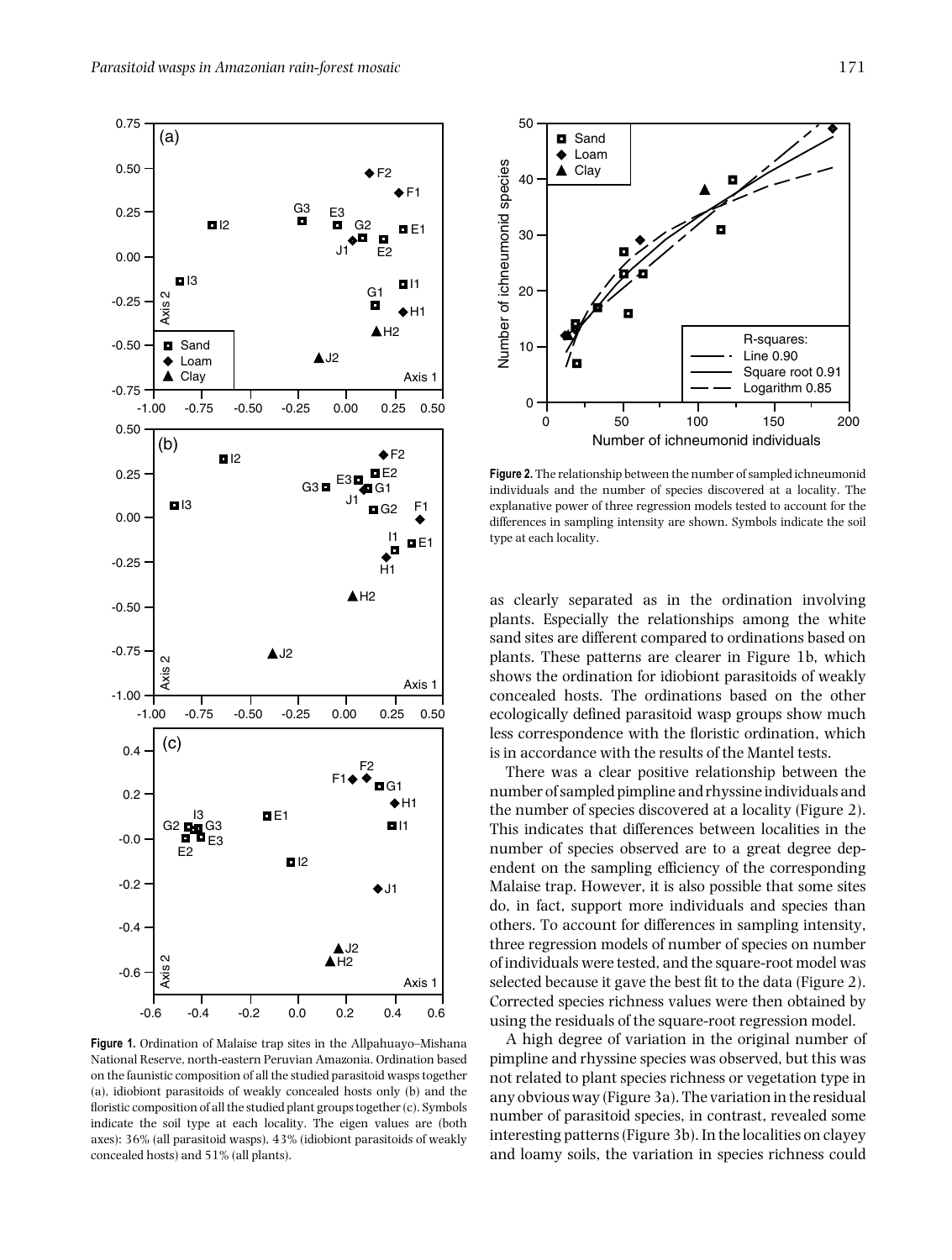**Figure 1.** Ordination of Malaise trap sites in the Allpahuayo–Mishana National Reserve, north-eastern Peruvian Amazonia. Ordination based on the faunistic composition of all the studied parasitoid wasps together (a), idiobiont parasitoids of weakly concealed hosts only (b) and the floristic composition of all the studied plant groups together (c). Symbols indicate the soil type at each locality. The eigen values are (both axes): 36% (all parasitoid wasps), 43% (idiobiont parasitoids of weakly concealed hosts) and 51% (all plants).

**Figure 2.** The relationship between the number of sampled ichneumonid individuals and the number of species discovered at a locality. The explanative power of three regression models tested to account for the differences in sampling intensity are shown. Symbols indicate the soil type at each locality.

as clearly separated as in the ordination involving plants. Especially the relationships among the white sand sites are different compared to ordinations based on plants. These patterns are clearer in Figure 1b, which shows the ordination for idiobiont parasitoids of weakly concealed hosts. The ordinations based on the other ecologically defined parasitoid wasp groups show much less correspondence with the floristic ordination, which is in accordance with the results of the Mantel tests.

There was a clear positive relationship between the number of sampled pimpline and rhyssine individuals and the number of species discovered at a locality (Figure 2). This indicates that differences between localities in the number of species observed are to a great degree dependent on the sampling efficiency of the corresponding Malaise trap. However, it is also possible that some sites do, in fact, support more individuals and species than others. To account for differences in sampling intensity, three regression models of number of species on number of individuals were tested, and the square-root model was selected because it gave the best fit to the data (Figure 2). Corrected species richness values were then obtained by using the residuals of the square-root regression model.

A high degree of variation in the original number of pimpline and rhyssine species was observed, but this was not related to plant species richness or vegetation type in any obvious way (Figure 3a). The variation in the residual number of parasitoid species, in contrast, revealed some interesting patterns (Figure 3b). In the localities on clayey and loamy soils, the variation in species richness could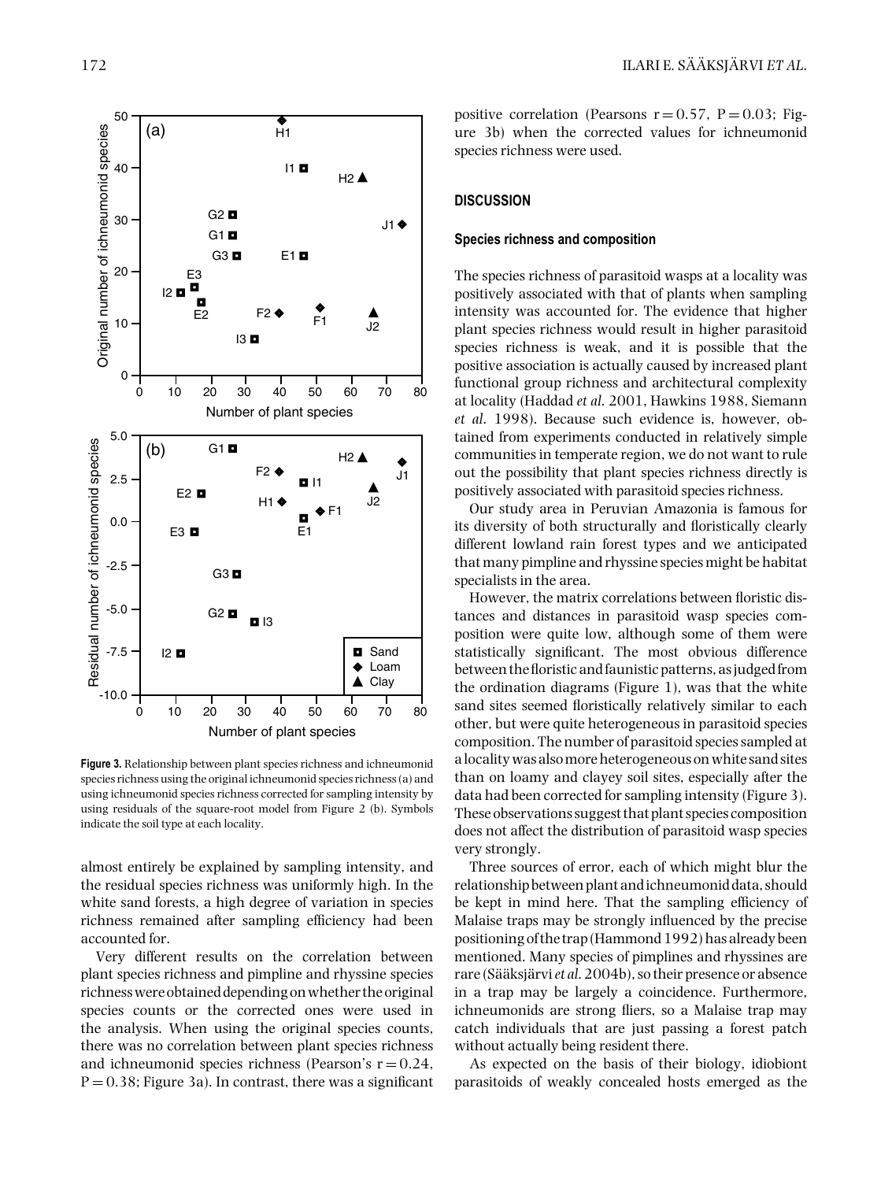**Figure 3.** Relationship between plant species richness and ichneumonid species richness using the original ichneumonid species richness (a) and using ichneumonid species richness corrected for sampling intensity by using residuals of the square-root model from Figure 2 (b). Symbols indicate the soil type at each locality.

almost entirely be explained by sampling intensity, and the residual species richness was uniformly high. In the white sand forests, a high degree of variation in species richness remained after sampling efficiency had been accounted for.

Very different results on the correlation between plant species richness and pimpline and rhyssine species richness were obtained depending on whether the original species counts or the corrected ones were used in the analysis. When using the original species counts, there was no correlation between plant species richness and ichneumonid species richness (Pearson's $r = 0.24$, $P = 0.38$; Figure 3a). In contrast, there was a significant positive correlation (Pearsons $r = 0.57$, $P = 0.03$; Figure 3b) when the corrected values for ichneumonid species richness were used.

## DISCUSSION

### Species richness and composition

The species richness of parasitoid wasps at a locality was positively associated with that of plants when sampling intensity was accounted for. The evidence that higher plant species richness would result in higher parasitoid species richness is weak, and it is possible that the positive association is actually caused by increased plant functional group richness and architectural complexity at locality (Haddad *et al.* 2001, Hawkins 1988, Siemann *et al.* 1998). Because such evidence is, however, obtained from experiments conducted in relatively simple communities in temperate region, we do not want to rule out the possibility that plant species richness directly is positively associated with parasitoid species richness.

Our study area in Peruvian Amazonia is famous for its diversity of both structurally and floristically clearly different lowland rain forest types and we anticipated that many pimpline and rhyssine species might be habitat specialists in the area.

However, the matrix correlations between floristic distances and distances in parasitoid wasp species composition were quite low, although some of them were statistically significant. The most obvious difference between the floristic and faunistic patterns, as judged from the ordination diagrams (Figure 1), was that the white sand sites seemed floristically relatively similar to each other, but were quite heterogeneous in parasitoid species composition. The number of parasitoid species sampled at a locality was also more heterogeneous on white sand sites than on loamy and clayey soil sites, especially after the data had been corrected for sampling intensity (Figure 3). These observations suggest that plant species composition does not affect the distribution of parasitoid wasp species very strongly.

Three sources of error, each of which might blur the relationship between plant and ichneumonid data, should be kept in mind here. That the sampling efficiency of Malaise traps may be strongly influenced by the precise positioning of the trap (Hammond 1992) has already been mentioned. Many species of pimplines and rhyssines are rare (Sääksjärvi *et al.* 2004b), so their presence or absence in a trap may be largely a coincidence. Furthermore, ichneumonids are strong fliers, so a Malaise trap may catch individuals that are just passing a forest patch without actually being resident there.

As expected on the basis of their biology, idiobiont parasitoids of weakly concealed hosts emerged as the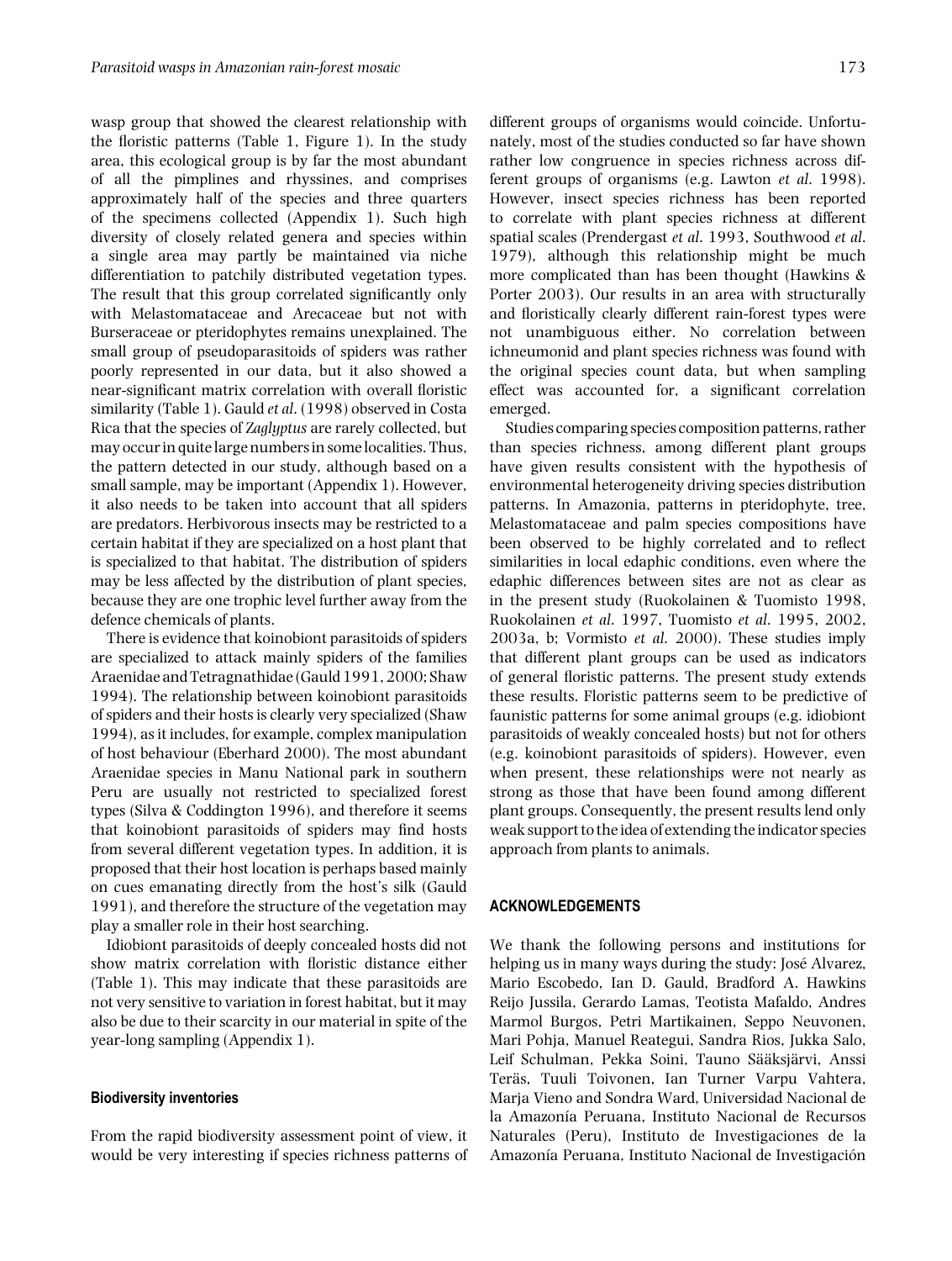wasp group that showed the clearest relationship with the floristic patterns (Table 1, Figure 1). In the study area, this ecological group is by far the most abundant of all the pimplines and rhyssines, and comprises approximately half of the species and three quarters of the specimens collected (Appendix 1). Such high diversity of closely related genera and species within a single area may partly be maintained via niche differentiation to patchily distributed vegetation types. The result that this group correlated significantly only with Melastomataceae and Arecaceae but not with Burseraceae or pteridophytes remains unexplained. The small group of pseudoparasitoids of spiders was rather poorly represented in our data, but it also showed a near-significant matrix correlation with overall floristic similarity (Table 1). Gauld *et al.* (1998) observed in Costa Rica that the species of *Zaglyptus* are rarely collected, but may occur in quite large numbers in some localities. Thus, the pattern detected in our study, although based on a small sample, may be important (Appendix 1). However, it also needs to be taken into account that all spiders are predators. Herbivorous insects may be restricted to a certain habitat if they are specialized on a host plant that is specialized to that habitat. The distribution of spiders may be less affected by the distribution of plant species, because they are one trophic level further away from the defence chemicals of plants.

There is evidence that koinobiont parasitoids of spiders are specialized to attack mainly spiders of the families Araenidae and Tetragnathidae (Gauld 1991, 2000; Shaw 1994). The relationship between koinobiont parasitoids of spiders and their hosts is clearly very specialized (Shaw 1994), as it includes, for example, complex manipulation of host behaviour (Eberhard 2000). The most abundant Araenidae species in Manu National park in southern Peru are usually not restricted to specialized forest types (Silva & Coddington 1996), and therefore it seems that koinobiont parasitoids of spiders may find hosts from several different vegetation types. In addition, it is proposed that their host location is perhaps based mainly on cues emanating directly from the host's silk (Gauld 1991), and therefore the structure of the vegetation may play a smaller role in their host searching.

Idiobiont parasitoids of deeply concealed hosts did not show matrix correlation with floristic distance either (Table 1). This may indicate that these parasitoids are not very sensitive to variation in forest habitat, but it may also be due to their scarcity in our material in spite of the year-long sampling (Appendix 1).

### Biodiversity inventories

From the rapid biodiversity assessment point of view, it would be very interesting if species richness patterns of different groups of organisms would coincide. Unfortunately, most of the studies conducted so far have shown rather low congruence in species richness across different groups of organisms (e.g. Lawton *et al.* 1998). However, insect species richness has been reported to correlate with plant species richness at different spatial scales (Prendergast *et al.* 1993, Southwood *et al.* 1979), although this relationship might be much more complicated than has been thought (Hawkins & Porter 2003). Our results in an area with structurally and floristically clearly different rain-forest types were not unambiguous either. No correlation between ichneumonid and plant species richness was found with the original species count data, but when sampling effect was accounted for, a significant correlation emerged.

Studies comparing species composition patterns, rather than species richness, among different plant groups have given results consistent with the hypothesis of environmental heterogeneity driving species distribution patterns. In Amazonia, patterns in pteridophyte, tree, Melastomataceae and palm species compositions have been observed to be highly correlated and to reflect similarities in local edaphic conditions, even where the edaphic differences between sites are not as clear as in the present study (Ruokolainen & Tuomisto 1998, Ruokolainen *et al.* 1997, Tuomisto *et al.* 1995, 2002, 2003a, b; Vormisto *et al.* 2000). These studies imply that different plant groups can be used as indicators of general floristic patterns. The present study extends these results. Floristic patterns seem to be predictive of faunistic patterns for some animal groups (e.g. idiobiont parasitoids of weakly concealed hosts) but not for others (e.g. koinobiont parasitoids of spiders). However, even when present, these relationships were not nearly as strong as those that have been found among different plant groups. Consequently, the present results lend only weak support to the idea of extending the indicator species approach from plants to animals.

## ACKNOWLEDGEMENTS

We thank the following persons and institutions for helping us in many ways during the study: José Alvarez, Mario Escobedo, Ian D. Gauld, Bradford A. Hawkins Reijo Jussila, Gerardo Lamas, Teotista Mafaldo, Andres Marmol Burgos, Petri Martikainen, Seppo Neuvonen, Mari Pohja, Manuel Reategui, Sandra Rios, Jukka Salo, Leif Schulman, Pekka Soini, Tauno Sääksjärvi, Anssi Teräs, Tuuli Toivonen, Ian Turner Varpu Vahtera, Marja Vieno and Sondra Ward, Universidad Nacional de la Amazonía Peruana, Instituto Nacional de Recursos Naturales (Peru), Instituto de Investigaciones de la Amazonía Peruana, Instituto Nacional de Investigación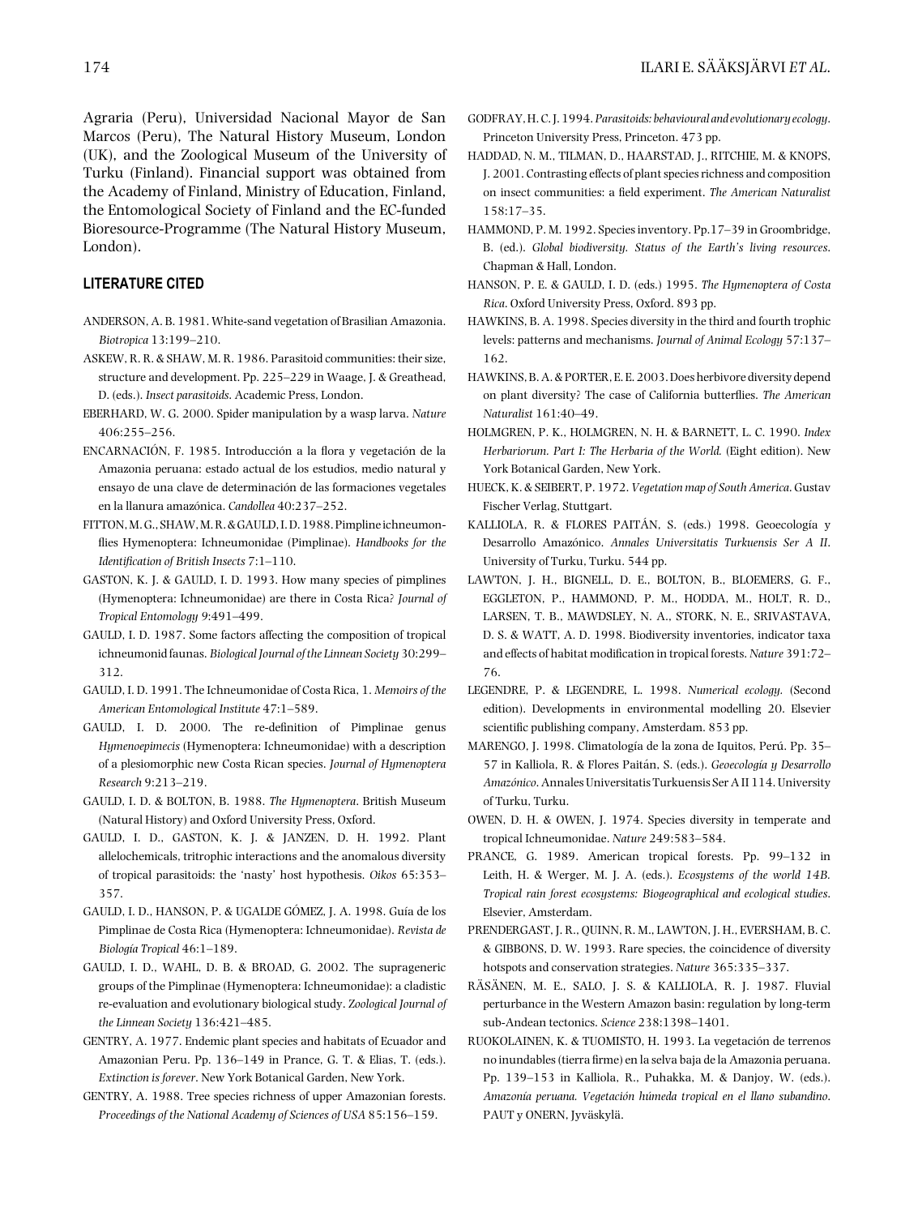Agraria (Peru), Universidad Nacional Mayor de San Marcos (Peru), The Natural History Museum, London (UK), and the Zoological Museum of the University of Turku (Finland). Financial support was obtained from the Academy of Finland, Ministry of Education, Finland, the Entomological Society of Finland and the EC-funded Bioresource-Programme (The Natural History Museum, London).

## LITERATURE CITED

ANDERSON, A. B. 1981. White-sand vegetation of Brasilian Amazonia. *Biotropica* 13:199–210.

ASKEW, R. R. & SHAW, M. R. 1986. Parasitoid communities: their size, structure and development. Pp. 225–229 in Waage, J. & Greathead, D. (eds.). *Insect parasitoids*. Academic Press, London.

EBERHARD, W. G. 2000. Spider manipulation by a wasp larva. *Nature* 406:255–256.

ENCARNACIÓN, F. 1985. Introducción a la flora y vegetación de la Amazonia peruana: estado actual de los estudios, medio natural y ensayo de una clave de determinación de las formaciones vegetales en la llanura amazónica. *Candollea* 40:237–252.

FITTON, M. G., SHAW, M. R. & GAULD, I. D. 1988. Pimpline ichneumon-flies Hymenoptera: Ichneumonidae (Pimplinae). *Handbooks for the Identification of British Insects* 7:1–110.

GASTON, K. J. & GAULD, I. D. 1993. How many species of pimplines (Hymenoptera: Ichneumonidae) are there in Costa Rica? *Journal of Tropical Entomology* 9:491–499.

GAULD, I. D. 1987. Some factors affecting the composition of tropical ichneumonid faunas. *Biological Journal of the Linnean Society* 30:299–312.

GAULD, I. D. 1991. The Ichneumonidae of Costa Rica, 1. *Memoirs of the American Entomological Institute* 47:1–589.

GAULD, I. D. 2000. The re-definition of Pimplinae genus *Hymenoepimecis* (Hymenoptera: Ichneumonidae) with a description of a plesiomorphic new Costa Rican species. *Journal of Hymenoptera Research* 9:213–219.

GAULD, I. D. & BOLTON, B. 1988. *The Hymenoptera*. British Museum (Natural History) and Oxford University Press, Oxford.

GAULD, I. D., GASTON, K. J. & JANZEN, D. H. 1992. Plant allelochemicals, tritrophic interactions and the anomalous diversity of tropical parasitoids: the 'nasty' host hypothesis. *Oikos* 65:353–357.

GAULD, I. D., HANSON, P. & UGALDE GÓMEZ, J. A. 1998. Guía de los Pimplinae de Costa Rica (Hymenoptera: Ichneumonidae). *Revista de Biología Tropical* 46:1–189.

GAULD, I. D., WAHL, D. B. & BROAD, G. 2002. The suprageneric groups of the Pimplinae (Hymenoptera: Ichneumonidae): a cladistic re-evaluation and evolutionary biological study. *Zoological Journal of the Linnean Society* 136:421–485.

GENTRY, A. 1977. Endemic plant species and habitats of Ecuador and Amazonian Peru. Pp. 136–149 in Prance, G. T. & Elias, T. (eds.). *Extinction is forever*. New York Botanical Garden, New York.

GENTRY, A. 1988. Tree species richness of upper Amazonian forests. *Proceedings of the National Academy of Sciences of USA* 85:156–159.

GODFRAY, H. C. J. 1994. *Parasitoids: behavioural and evolutionary ecology*. Princeton University Press, Princeton. 473 pp.

HADDAD, N. M., TILMAN, D., HAARSTAD, J., RITCHIE, M. & KNOPS, J. 2001. Contrasting effects of plant species richness and composition on insect communities: a field experiment. *The American Naturalist* 158:17–35.

HAMMOND, P. M. 1992. Species inventory. Pp.17–39 in Groombridge, B. (ed.). *Global biodiversity. Status of the Earth's living resources*. Chapman & Hall, London.

HANSON, P. E. & GAULD, I. D. (eds.) 1995. *The Hymenoptera of Costa Rica*. Oxford University Press, Oxford. 893 pp.

HAWKINS, B. A. 1998. Species diversity in the third and fourth trophic levels: patterns and mechanisms. *Journal of Animal Ecology* 57:137–162.

HAWKINS, B. A. & PORTER, E. E. 2003. Does herbivore diversity depend on plant diversity? The case of California butterflies. *The American Naturalist* 161:40–49.

HOLMGREN, P. K., HOLMGREN, N. H. & BARNETT, L. C. 1990. *Index Herbariorum. Part I: The Herbaria of the World.* (Eight edition). New York Botanical Garden, New York.

HUECK, K. & SEIBERT, P. 1972. *Vegetation map of South America*. Gustav Fischer Verlag, Stuttgart.

KALLIOLA, R. & FLORES PAITÁN, S. (eds.) 1998. Geoecología y Desarrollo Amazónico. *Annales Universitatis Turkuensis Ser A II*. University of Turku, Turku. 544 pp.

LAWTON, J. H., BIGNELL, D. E., BOLTON, B., BLOEMERS, G. F., EGGLETON, P., HAMMOND, P. M., HODDA, M., HOLT, R. D., LARSEN, T. B., MAWDSLEY, N. A., STORK, N. E., SRIVASTAVA, D. S. & WATT, A. D. 1998. Biodiversity inventories, indicator taxa and effects of habitat modification in tropical forests. *Nature* 391:72–76.

LEGENDRE, P. & LEGENDRE, L. 1998. *Numerical ecology.* (Second edition). Developments in environmental modelling 20. Elsevier scientific publishing company, Amsterdam. 853 pp.

MARENGO, J. 1998. Climatología de la zona de Iquitos, Perú. Pp. 35–57 in Kalliola, R. & Flores Paitán, S. (eds.). *Geoecología y Desarrollo Amazónico*. Annales Universitatis Turkuensis Ser A II 114. University of Turku, Turku.

OWEN, D. H. & OWEN, J. 1974. Species diversity in temperate and tropical Ichneumonidae. *Nature* 249:583–584.

PRANCE, G. 1989. American tropical forests. Pp. 99–132 in Leith, H. & Werger, M. J. A. (eds.). *Ecosystems of the world 14B. Tropical rain forest ecosystems: Biogeographical and ecological studies*. Elsevier, Amsterdam.

PRENDERGAST, J. R., QUINN, R. M., LAWTON, J. H., EVERSHAM, B. C. & GIBBONS, D. W. 1993. Rare species, the coincidence of diversity hotspots and conservation strategies. *Nature* 365:335–337.

RÄSÄNEN, M. E., SALO, J. S. & KALLIOLA, R. J. 1987. Fluvial perturbance in the Western Amazon basin: regulation by long-term sub-Andean tectonics. *Science* 238:1398–1401.

RUOKOLAINEN, K. & TUOMISTO, H. 1993. La vegetación de terrenos no inundables (tierra firme) en la selva baja de la Amazonia peruana. Pp. 139–153 in Kalliola, R., Puhakka, M. & Danjoy, W. (eds.). *Amazonía peruana. Vegetación húmeda tropical en el llano subandino*. PAUT y ONERN, Jyväskylä.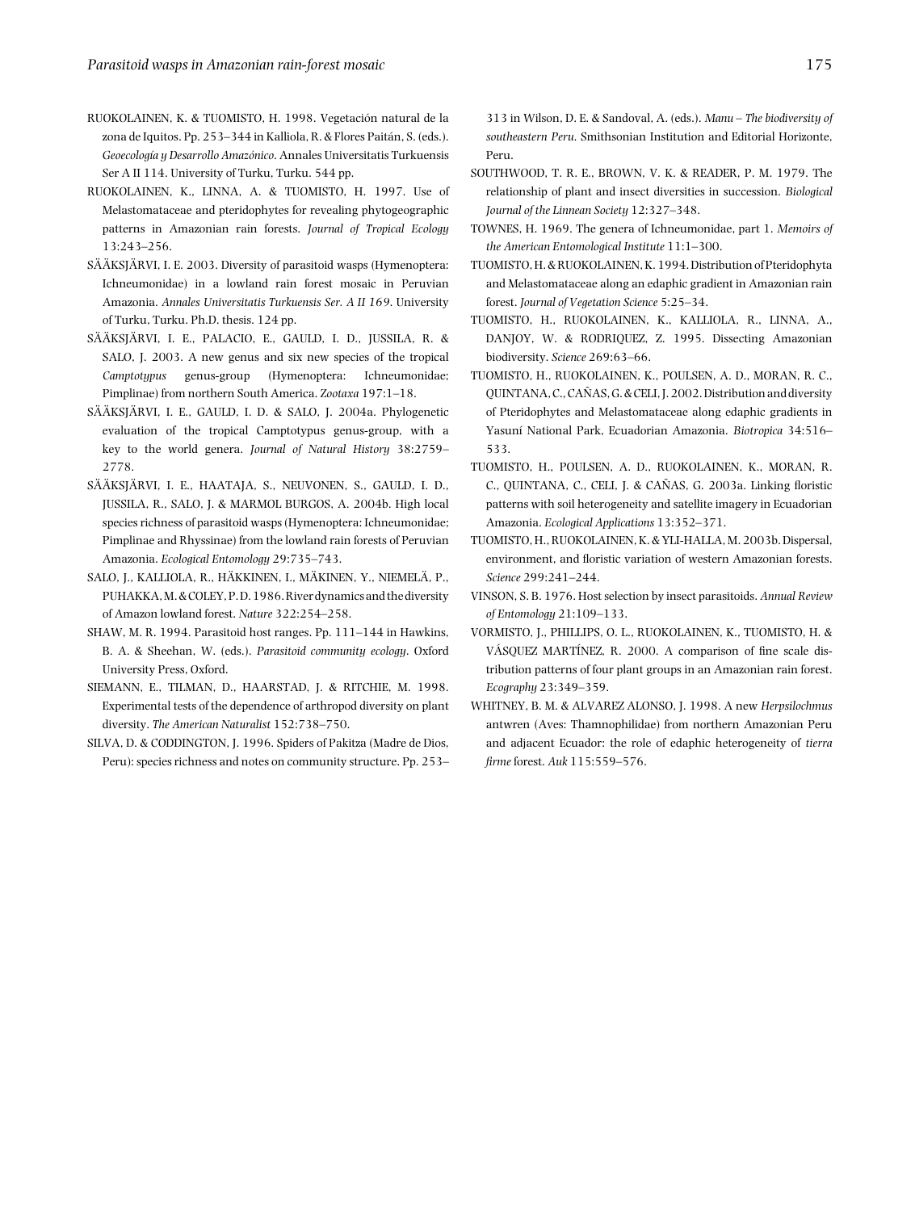RUOKOLAINEN, K. & TUOMISTO, H. 1998. Vegetación natural de la zona de Iquitos. Pp. 253–344 in Kalliola, R. & Flores Paitán, S. (eds.). *Geoecología y Desarrollo Amazónico*. Annales Universitatis Turkuensis Ser A II 114. University of Turku, Turku. 544 pp.

RUOKOLAINEN, K., LINNA, A. & TUOMISTO, H. 1997. Use of Melastomataceae and pteridophytes for revealing phytogeographic patterns in Amazonian rain forests. *Journal of Tropical Ecology* 13:243–256.

SÄÄKSJÄRVI, I. E. 2003. Diversity of parasitoid wasps (Hymenoptera: Ichneumonidae) in a lowland rain forest mosaic in Peruvian Amazonia. *Annales Universitatis Turkuensis Ser. A II 169*. University of Turku, Turku. Ph.D. thesis. 124 pp.

SÄÄKSJÄRVI, I. E., PALACIO, E., GAULD, I. D., JUSSILA, R. & SALO, J. 2003. A new genus and six new species of the tropical *Camptotypus* genus-group (Hymenoptera: Ichneumonidae; Pimplinae) from northern South America. *Zootaxa* 197:1–18.

SÄÄKSJÄRVI, I. E., GAULD, I. D. & SALO, J. 2004a. Phylogenetic evaluation of the tropical Camptotypus genus-group, with a key to the world genera. *Journal of Natural History* 38:2759–2778.

SÄÄKSJÄRVI, I. E., HAATAJA, S., NEUVONEN, S., GAULD, I. D., JUSSILA, R., SALO, J. & MARMOL BURGOS, A. 2004b. High local species richness of parasitoid wasps (Hymenoptera: Ichneumonidae; Pimplinae and Rhyssinae) from the lowland rain forests of Peruvian Amazonia. *Ecological Entomology* 29:735–743.

SALO, J., KALLIOLA, R., HÄKKINEN, I., MÄKINEN, Y., NIEMELÄ, P., PUHAKKA, M. & COLEY, P. D. 1986. River dynamics and the diversity of Amazon lowland forest. *Nature* 322:254–258.

SHAW, M. R. 1994. Parasitoid host ranges. Pp. 111–144 in Hawkins, B. A. & Sheehan, W. (eds.). *Parasitoid community ecology*. Oxford University Press, Oxford.

SIEMANN, E., TILMAN, D., HAARSTAD, J. & RITCHIE, M. 1998. Experimental tests of the dependence of arthropod diversity on plant diversity. *The American Naturalist* 152:738–750.

SILVA, D. & CODDINGTON, J. 1996. Spiders of Pakitza (Madre de Dios, Peru): species richness and notes on community structure. Pp. 253–313 in Wilson, D. E. & Sandoval, A. (eds.). *Manu – The biodiversity of southeastern Peru*. Smithsonian Institution and Editorial Horizonte, Peru.

SOUTHWOOD, T. R. E., BROWN, V. K. & READER, P. M. 1979. The relationship of plant and insect diversities in succession. *Biological Journal of the Linnean Society* 12:327–348.

TOWNES, H. 1969. The genera of Ichneumonidae, part 1. *Memoirs of the American Entomological Institute* 11:1–300.

TUOMISTO, H. & RUOKOLAINEN, K. 1994. Distribution of Pteridophyta and Melastomataceae along an edaphic gradient in Amazonian rain forest. *Journal of Vegetation Science* 5:25–34.

TUOMISTO, H., RUOKOLAINEN, K., KALLIOLA, R., LINNA, A., DANJOY, W. & RODRIQUEZ, Z. 1995. Dissecting Amazonian biodiversity. *Science* 269:63–66.

TUOMISTO, H., RUOKOLAINEN, K., POULSEN, A. D., MORAN, R. C., QUINTANA, C., CAÑAS, G. & CELI, J. 2002. Distribution and diversity of Pteridophytes and Melastomataceae along edaphic gradients in Yasuní National Park, Ecuadorian Amazonia. *Biotropica* 34:516–533.

TUOMISTO, H., POULSEN, A. D., RUOKOLAINEN, K., MORAN, R. C., QUINTANA, C., CELI, J. & CAÑAS, G. 2003a. Linking floristic patterns with soil heterogeneity and satellite imagery in Ecuadorian Amazonia. *Ecological Applications* 13:352–371.

TUOMISTO, H., RUOKOLAINEN, K. & YLI-HALLA, M. 2003b. Dispersal, environment, and floristic variation of western Amazonian forests. *Science* 299:241–244.

VINSON, S. B. 1976. Host selection by insect parasitoids. *Annual Review of Entomology* 21:109–133.

VORMISTO, J., PHILLIPS, O. L., RUOKOLAINEN, K., TUOMISTO, H. & VÁSQUEZ MARTÍNEZ, R. 2000. A comparison of fine scale distribution patterns of four plant groups in an Amazonian rain forest. *Ecography* 23:349–359.

WHITNEY, B. M. & ALVAREZ ALONSO, J. 1998. A new *Herpsilochmus* antwren (Aves: Thamnophilidae) from northern Amazonian Peru and adjacent Ecuador: the role of edaphic heterogeneity of *tierra firme* forest. *Auk* 115:559–576.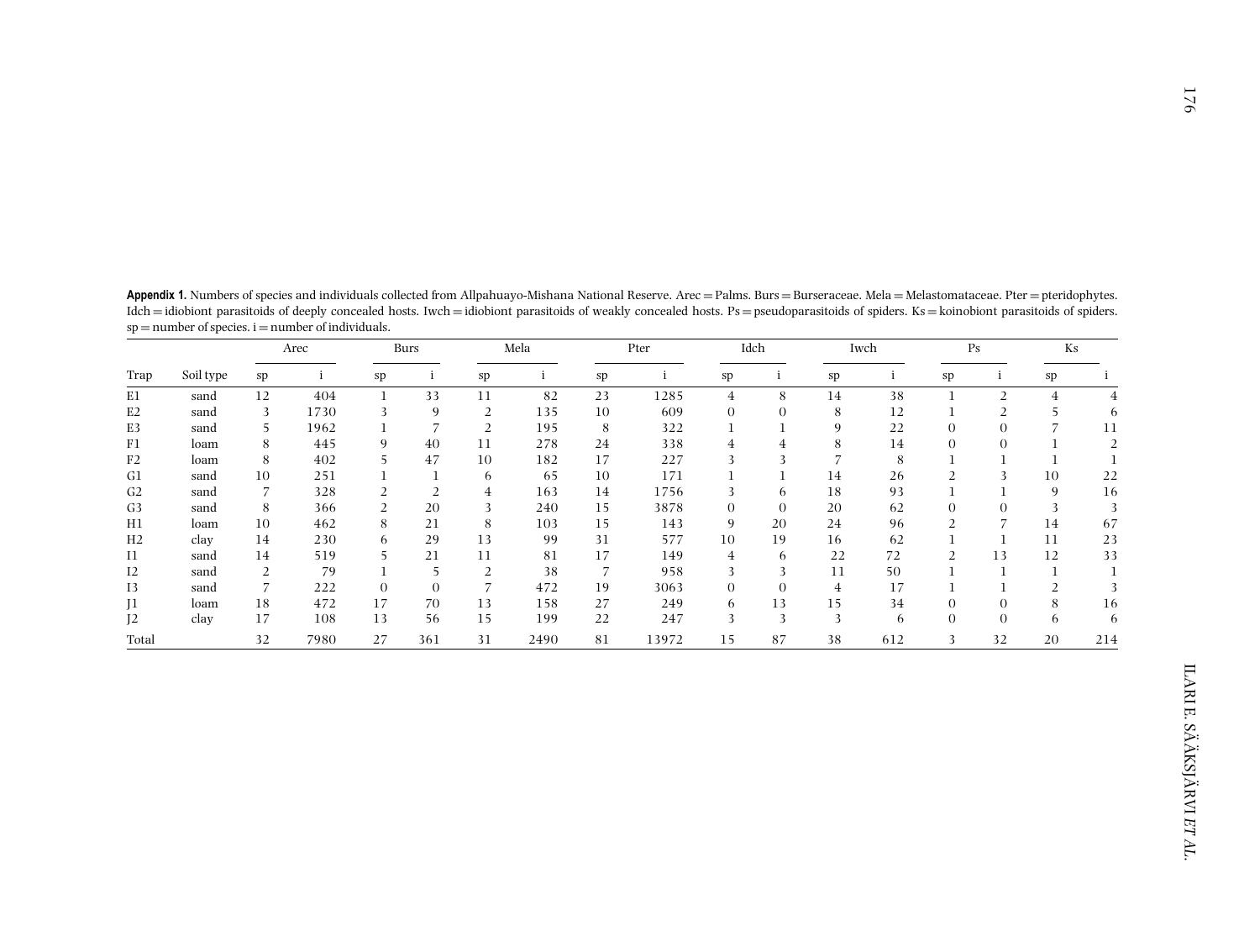**Appendix 1.** Numbers of species and individuals collected from Allpahuayo-Mishana National Reserve. Arec = Palms. Burs = Burseraceae. Mela = Melastomataceae. Pter = pteridophytes. Idch = idiobiont parasitoids of deeply concealed hosts. Iwch = idiobiont parasitoids of weakly concealed hosts. Ps = pseudoparasitoids of spiders. Ks = koinobiont parasitoids of spiders. sp = number of species. i = number of individuals.

| | | Arec | | Burs | | Mela | | Pter | | Idch | | Iwch | | Ps | | Ks | |
|---|---|---|---|---|---|---|---|---|---|---|---|---|---|---|---|---|---|
| Trap | Soil type | sp | i | sp | i | sp | i | sp | i | sp | i | sp | i | sp | i | sp | i |
| E1 | sand | 12 | 404 | 1 | 33 | 11 | 82 | 23 | 1285 | 4 | 8 | 14 | 38 | 1 | 2 | 4 | 4 |
| E2 | sand | 3 | 1730 | 3 | 9 | 2 | 135 | 10 | 609 | 0 | 0 | 8 | 12 | 1 | 2 | 5 | 6 |
| E3 | sand | 5 | 1962 | 1 | 7 | 2 | 195 | 8 | 322 | 1 | 1 | 9 | 22 | 0 | 0 | 7 | 11 |
| F1 | loam | 8 | 445 | 9 | 40 | 11 | 278 | 24 | 338 | 4 | 4 | 8 | 14 | 0 | 0 | 1 | 2 |
| F2 | loam | 8 | 402 | 5 | 47 | 10 | 182 | 17 | 227 | 3 | 3 | 7 | 8 | 1 | 1 | 1 | 1 |
| G1 | sand | 10 | 251 | 1 | 1 | 6 | 65 | 10 | 171 | 1 | 1 | 14 | 26 | 2 | 3 | 10 | 22 |
| G2 | sand | 7 | 328 | 2 | 2 | 4 | 163 | 14 | 1756 | 3 | 6 | 18 | 93 | 1 | 1 | 9 | 16 |
| G3 | sand | 8 | 366 | 2 | 20 | 3 | 240 | 15 | 3878 | 0 | 0 | 20 | 62 | 0 | 0 | 3 | 3 |
| H1 | loam | 10 | 462 | 8 | 21 | 8 | 103 | 15 | 143 | 9 | 20 | 24 | 96 | 2 | 7 | 14 | 67 |
| H2 | clay | 14 | 230 | 6 | 29 | 13 | 99 | 31 | 577 | 10 | 19 | 16 | 62 | 1 | 1 | 11 | 23 |
| I1 | sand | 14 | 519 | 5 | 21 | 11 | 81 | 17 | 149 | 4 | 6 | 22 | 72 | 2 | 13 | 12 | 33 |
| I2 | sand | 2 | 79 | 1 | 5 | 2 | 38 | 7 | 958 | 3 | 3 | 11 | 50 | 1 | 1 | 1 | 1 |
| I3 | sand | 7 | 222 | 0 | 0 | 7 | 472 | 19 | 3063 | 0 | 0 | 4 | 17 | 1 | 1 | 2 | 3 |
| J1 | loam | 18 | 472 | 17 | 70 | 13 | 158 | 27 | 249 | 6 | 13 | 15 | 34 | 0 | 0 | 8 | 16 |
| J2 | clay | 17 | 108 | 13 | 56 | 15 | 199 | 22 | 247 | 3 | 3 | 3 | 6 | 0 | 0 | 6 | 6 |
| Total | | 32 | 7980 | 27 | 361 | 31 | 2490 | 81 | 13972 | 15 | 87 | 38 | 612 | 3 | 32 | 20 | 214 |